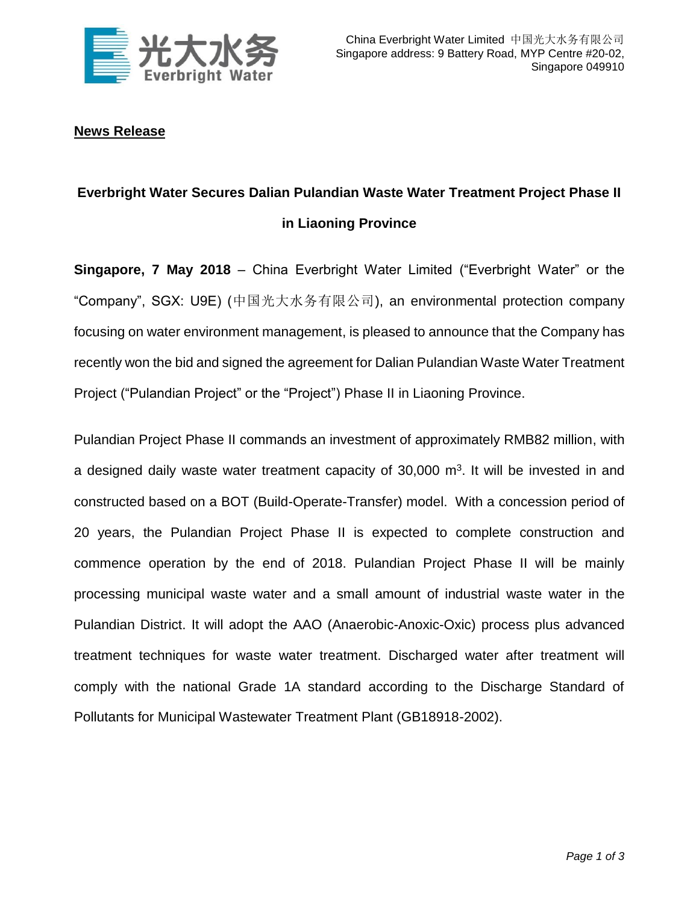China Everbright Water Limited 中国光大水务有限公司
Singapore address: 9 Battery Road, MYP Centre #20-02, Singapore 049910

**News Release**

## Everbright Water Secures Dalian Pulandian Waste Water Treatment Project Phase II in Liaoning Province

**Singapore, 7 May 2018** – China Everbright Water Limited ("Everbright Water" or the "Company", SGX: U9E) (中国光大水务有限公司), an environmental protection company focusing on water environment management, is pleased to announce that the Company has recently won the bid and signed the agreement for Dalian Pulandian Waste Water Treatment Project ("Pulandian Project" or the "Project") Phase II in Liaoning Province.

Pulandian Project Phase II commands an investment of approximately RMB82 million, with a designed daily waste water treatment capacity of 30,000 $m^3$. It will be invested in and constructed based on a BOT (Build-Operate-Transfer) model. With a concession period of 20 years, the Pulandian Project Phase II is expected to complete construction and commence operation by the end of 2018. Pulandian Project Phase II will be mainly processing municipal waste water and a small amount of industrial waste water in the Pulandian District. It will adopt the AAO (Anaerobic-Anoxic-Oxic) process plus advanced treatment techniques for waste water treatment. Discharged water after treatment will comply with the national Grade 1A standard according to the Discharge Standard of Pollutants for Municipal Wastewater Treatment Plant (GB18918-2002).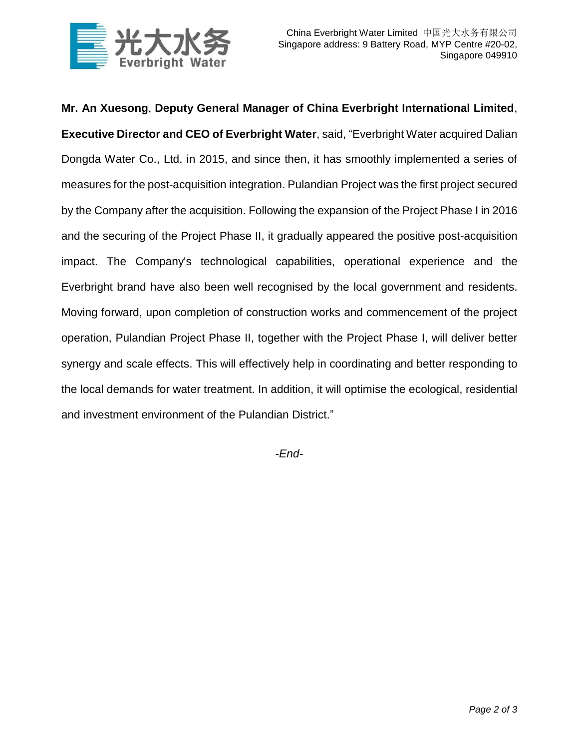**Mr. An Xuesong**, **Deputy General Manager of China Everbright International Limited**, **Executive Director and CEO of Everbright Water**, said, “Everbright Water acquired Dalian Dongda Water Co., Ltd. in 2015, and since then, it has smoothly implemented a series of measures for the post-acquisition integration. Pulandian Project was the first project secured by the Company after the acquisition. Following the expansion of the Project Phase I in 2016 and the securing of the Project Phase II, it gradually appeared the positive post-acquisition impact. The Company's technological capabilities, operational experience and the Everbright brand have also been well recognised by the local government and residents. Moving forward, upon completion of construction works and commencement of the project operation, Pulandian Project Phase II, together with the Project Phase I, will deliver better synergy and scale effects. This will effectively help in coordinating and better responding to the local demands for water treatment. In addition, it will optimise the ecological, residential and investment environment of the Pulandian District.”

*-End-*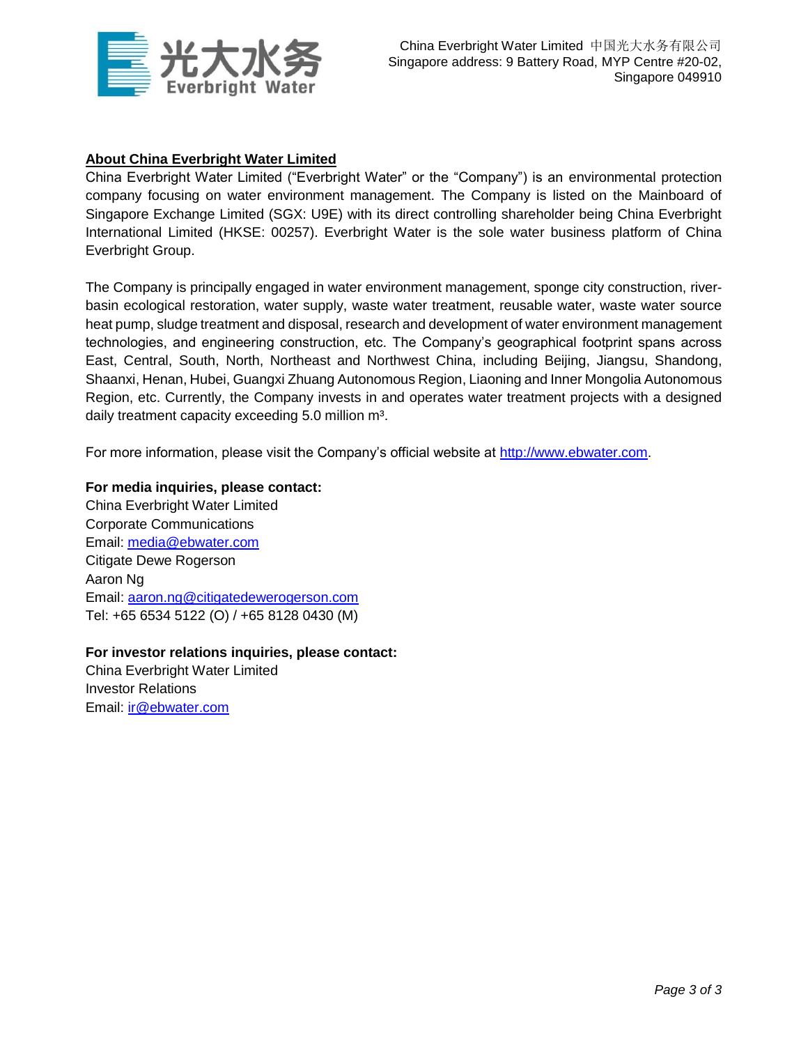## About China Everbright Water Limited

China Everbright Water Limited ("Everbright Water" or the "Company") is an environmental protection company focusing on water environment management. The Company is listed on the Mainboard of Singapore Exchange Limited (SGX: U9E) with its direct controlling shareholder being China Everbright International Limited (HKSE: 00257). Everbright Water is the sole water business platform of China Everbright Group.

The Company is principally engaged in water environment management, sponge city construction, river-basin ecological restoration, water supply, waste water treatment, reusable water, waste water source heat pump, sludge treatment and disposal, research and development of water environment management technologies, and engineering construction, etc. The Company's geographical footprint spans across East, Central, South, North, Northeast and Northwest China, including Beijing, Jiangsu, Shandong, Shaanxi, Henan, Hubei, Guangxi Zhuang Autonomous Region, Liaoning and Inner Mongolia Autonomous Region, etc. Currently, the Company invests in and operates water treatment projects with a designed daily treatment capacity exceeding 5.0 million $m^3$.

For more information, please visit the Company's official website at http://www.ebwater.com.

**For media inquiries, please contact:**
China Everbright Water Limited
Corporate Communications
Email: media@ebwater.com
Citigate Dewe Rogerson
Aaron Ng
Email: aaron.ng@citigatedewerogerson.com
Tel: +65 6534 5122 (O) / +65 8128 0430 (M)

**For investor relations inquiries, please contact:**
China Everbright Water Limited
Investor Relations
Email: ir@ebwater.com